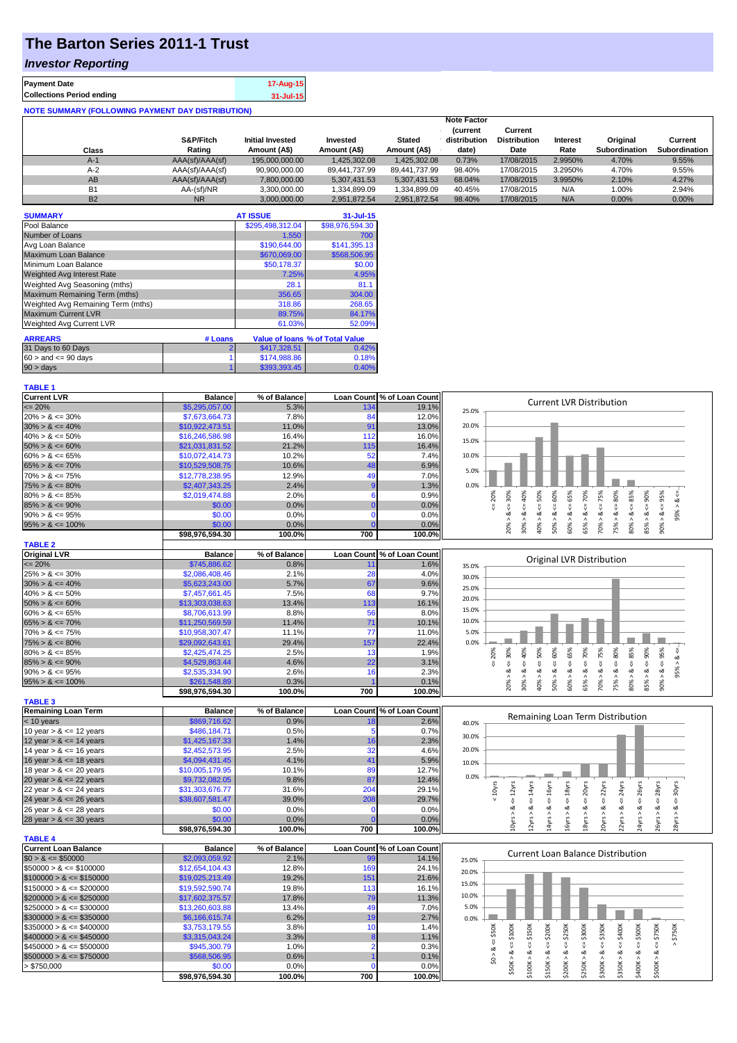# The Barton Series 2011-1 Trust

## *Investor Reporting*

| | |
|---|---|
| **Payment Date** | 17-Aug-15 |
| **Collections Period ending** | 31-Jul-15 |

**NOTE SUMMARY (FOLLOWING PAYMENT DAY DISTRIBUTION)**

| Class | S&P/Fitch Rating | Initial Invested Amount (A$) | Invested Amount (A$) | Stated Amount (A$) | Note Factor (current distribution date) | Current Distribution Date | Interest Rate | Original Subordination | Current Subordination |
|---|---|---|---|---|---|---|---|---|---|
| A-1 | AAA(sf)/AAA(sf) | 195,000,000.00 | 1,425,302.08 | 1,425,302.08 | 0.73% | 17/08/2015 | 2.9950% | 4.70% | 9.55% |
| A-2 | AAA(sf)/AAA(sf) | 90,900,000.00 | 89,441,737.99 | 89,441,737.99 | 98.40% | 17/08/2015 | 3.2950% | 4.70% | 9.55% |
| AB | AAA(sf)/AAA(sf) | 7,800,000.00 | 5,307,431.53 | 5,307,431.53 | 68.04% | 17/08/2015 | 3.9950% | 2.10% | 4.27% |
| B1 | AA-(sf)/NR | 3,300,000.00 | 1,334,899.09 | 1,334,899.09 | 40.45% | 17/08/2015 | N/A | 1.00% | 2.94% |
| B2 | NR | 3,000,000.00 | 2,951,872.54 | 2,951,872.54 | 98.40% | 17/08/2015 | N/A | 0.00% | 0.00% |

| SUMMARY | AT ISSUE | 31-Jul-15 |
|---|---|---|
| Pool Balance | $295,498,312.04 | $98,976,594.30 |
| Number of Loans | 1,550 | 700 |
| Avg Loan Balance | $190,644.00 | $141,395.13 |
| Maximum Loan Balance | $670,069.00 | $568,506.95 |
| Minimum Loan Balance | $50,178.37 | $0.00 |
| Weighted Avg Interest Rate | 7.25% | 4.95% |
| Weighted Avg Seasoning (mths) | 28.1 | 81.1 |
| Maximum Remaining Term (mths) | 356.65 | 304.00 |
| Weighted Avg Remaining Term (mths) | 318.86 | 268.65 |
| Maximum Current LVR | 89.75% | 84.17% |
| Weighted Avg Current LVR | 61.03% | 52.09% |

| ARREARS | # Loans | Value of loans | % of Total Value |
|---|---|---|---|
| 31 Days to 60 Days | 2 | $417,328.51 | 0.42% |
| 60 > and <= 90 days | 1 | $174,988.86 | 0.18% |
| 90 > days | 1 | $393,393.45 | 0.40% |

**TABLE 1**

| Current LVR | Balance | % of Balance | Loan Count | % of Loan Count |
|---|---|---|---|---|
| <= 20% | $5,295,057.00 | 5.3% | 134 | 19.1% |
| 20% > & <= 30% | $7,673,664.73 | 7.8% | 84 | 12.0% |
| 30% > & <= 40% | $10,922,473.51 | 11.0% | 91 | 13.0% |
| 40% > & <= 50% | $16,246,586.98 | 16.4% | 112 | 16.0% |
| 50% > & <= 60% | $21,031,831.52 | 21.2% | 115 | 16.4% |
| 60% > & <= 65% | $10,072,414.73 | 10.2% | 52 | 7.4% |
| 65% > & <= 70% | $10,529,508.75 | 10.6% | 48 | 6.9% |
| 70% > & <= 75% | $12,778,238.95 | 12.9% | 49 | 7.0% |
| 75% > & <= 80% | $2,407,343.25 | 2.4% | 9 | 1.3% |
| 80% > & <= 85% | $2,019,474.88 | 2.0% | 6 | 0.9% |
| 85% > & <= 90% | $0.00 | 0.0% | 0 | 0.0% |
| 90% > & <= 95% | $0.00 | 0.0% | 0 | 0.0% |
| 95% > & <= 100% | $0.00 | 0.0% | 0 | 0.0% |
| | $98,976,594.30 | 100.0% | 700 | 100.0% |

**TABLE 2**

| Original LVR | Balance | % of Balance | Loan Count | % of Loan Count |
|---|---|---|---|---|
| <= 20% | $745,886.62 | 0.8% | 11 | 1.6% |
| 25% > & <= 30% | $2,086,408.46 | 2.1% | 28 | 4.0% |
| 30% > & <= 40% | $5,623,243.00 | 5.7% | 67 | 9.6% |
| 40% > & <= 50% | $7,457,661.45 | 7.5% | 68 | 9.7% |
| 50% > & <= 60% | $13,303,038.63 | 13.4% | 113 | 16.1% |
| 60% > & <= 65% | $8,706,613.99 | 8.8% | 56 | 8.0% |
| 65% > & <= 70% | $11,250,569.59 | 11.4% | 71 | 10.1% |
| 70% > & <= 75% | $10,958,307.47 | 11.1% | 77 | 11.0% |
| 75% > & <= 80% | $29,092,643.61 | 29.4% | 157 | 22.4% |
| 80% > & <= 85% | $2,425,474.25 | 2.5% | 13 | 1.9% |
| 85% > & <= 90% | $4,529,863.44 | 4.6% | 22 | 3.1% |
| 90% > & <= 95% | $2,535,334.90 | 2.6% | 16 | 2.3% |
| 95% > & <= 100% | $261,548.89 | 0.3% | 1 | 0.1% |
| | $98,976,594.30 | 100.0% | 700 | 100.0% |

**TABLE 3**

| Remaining Loan Term | Balance | % of Balance | Loan Count | % of Loan Count |
|---|---|---|---|---|
| < 10 years | $869,716.62 | 0.9% | 18 | 2.6% |
| 10 year > & <= 12 years | $486,184.71 | 0.5% | 5 | 0.7% |
| 12 year > & <= 14 years | $1,425,167.33 | 1.4% | 16 | 2.3% |
| 14 year > & <= 16 years | $2,452,573.95 | 2.5% | 32 | 4.6% |
| 16 year > & <= 18 years | $4,094,431.45 | 4.1% | 41 | 5.9% |
| 18 year > & <= 20 years | $10,005,179.95 | 10.1% | 89 | 12.7% |
| 20 year > & <= 22 years | $9,732,082.05 | 9.8% | 87 | 12.4% |
| 22 year > & <= 24 years | $31,303,676.77 | 31.6% | 204 | 29.1% |
| 24 year > & <= 26 years | $38,607,581.47 | 39.0% | 208 | 29.7% |
| 26 year > & <= 28 years | $0.00 | 0.0% | 0 | 0.0% |
| 28 year > & <= 30 years | $0.00 | 0.0% | 0 | 0.0% |
| | $98,976,594.30 | 100.0% | 700 | 100.0% |

**TABLE 4**

| Current Loan Balance | Balance | % of Balance | Loan Count | % of Loan Count |
|---|---|---|---|---|
| $0 > & <= $50000 | $2,093,059.92 | 2.1% | 99 | 14.1% |
| $50000 > & <= $100000 | $12,654,104.43 | 12.8% | 169 | 24.1% |
| $100000 > & <= $150000 | $19,025,213.49 | 19.2% | 151 | 21.6% |
| $150000 > & <= $200000 | $19,592,590.74 | 19.8% | 113 | 16.1% |
| $200000 > & <= $250000 | $17,602,375.57 | 17.8% | 79 | 11.3% |
| $250000 > & <= $300000 | $13,260,603.88 | 13.4% | 49 | 7.0% |
| $300000 > & <= $350000 | $6,166,615.74 | 6.2% | 19 | 2.7% |
| $350000 > & <= $400000 | $3,753,179.55 | 3.8% | 10 | 1.4% |
| $400000 > & <= $450000 | $3,315,043.24 | 3.3% | 8 | 1.1% |
| $450000 > & <= $500000 | $945,300.79 | 1.0% | 2 | 0.3% |
| $500000 > & <= $750000 | $568,506.95 | 0.6% | 1 | 0.1% |
| > $750,000 | $0.00 | 0.0% | 0 | 0.0% |
| | $98,976,594.30 | 100.0% | 700 | 100.0% |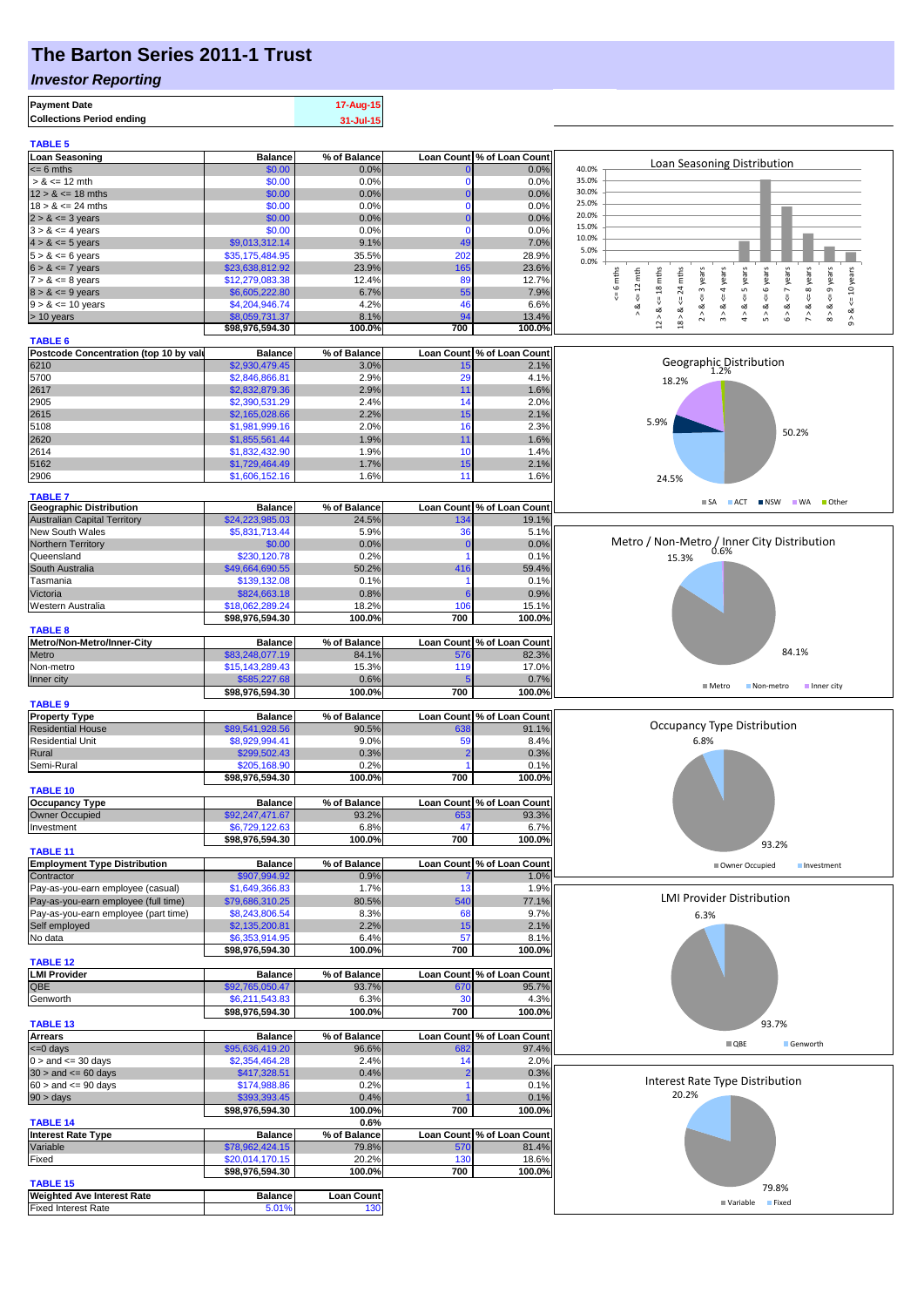# The Barton Series 2011-1 Trust

## *Investor Reporting*

| | |
|---|---|
| **Payment Date** | 17-Aug-15 |
| **Collections Period ending** | 31-Jul-15 |

**TABLE 5**

| Loan Seasoning | Balance | % of Balance | Loan Count | % of Loan Count |
|---|---|---|---|---|
| <= 6 mths | $0.00 | 0.0% | 0 | 0.0% |
| > & <= 12 mth | $0.00 | 0.0% | 0 | 0.0% |
| 12 > & <= 18 mths | $0.00 | 0.0% | 0 | 0.0% |
| 18 > & <= 24 mths | $0.00 | 0.0% | 0 | 0.0% |
| 2 > & <= 3 years | $0.00 | 0.0% | 0 | 0.0% |
| 3 > & <= 4 years | $0.00 | 0.0% | 0 | 0.0% |
| 4 > & <= 5 years | $9,013,312.14 | 9.1% | 49 | 7.0% |
| 5 > & <= 6 years | $35,175,484.95 | 35.5% | 202 | 28.9% |
| 6 > & <= 7 years | $23,638,812.92 | 23.9% | 165 | 23.6% |
| 7 > & <= 8 years | $12,279,083.38 | 12.4% | 89 | 12.7% |
| 8 > & <= 9 years | $6,605,222.80 | 6.7% | 55 | 7.9% |
| 9 > & <= 10 years | $4,204,946.74 | 4.2% | 46 | 6.6% |
| > 10 years | $8,059,731.37 | 8.1% | 94 | 13.4% |
| | $98,976,594.30 | 100.0% | 700 | 100.0% |

Loan Seasoning Distribution

40.0%
35.0%
30.0%
25.0%
20.0%
15.0%
10.0%
5.0%
0.0%

<= 6 mths
> & <= 12 mth
12 > & <= 18 mths
18 > & <= 24 mths
2 > & <= 3 years
3 > & <= 4 years
4 > & <= 5 years
5 > & <= 6 years
6 > & <= 7 years
7 > & <= 8 years
8 > & <= 9 years
9 > & <= 10 years

**TABLE 6**

| Postcode Concentration (top 10 by value) | Balance | % of Balance | Loan Count | % of Loan Count |
|---|---|---|---|---|
| 6210 | $2,930,479.45 | 3.0% | 15 | 2.1% |
| 5700 | $2,846,866.81 | 2.9% | 29 | 4.1% |
| 2617 | $2,832,879.36 | 2.9% | 11 | 1.6% |
| 2905 | $2,390,531.29 | 2.4% | 14 | 2.0% |
| 2615 | $2,165,028.66 | 2.2% | 15 | 2.1% |
| 5108 | $1,981,999.16 | 2.0% | 16 | 2.3% |
| 2620 | $1,855,561.44 | 1.9% | 11 | 1.6% |
| 2614 | $1,832,432.90 | 1.9% | 10 | 1.4% |
| 5162 | $1,729,464.49 | 1.7% | 15 | 2.1% |
| 2906 | $1,606,152.16 | 1.6% | 11 | 1.6% |

Geographic Distribution

1.2%
18.2%
5.9%
50.2%
24.5%

SA ACT NSW WA Other

**TABLE 7**

| Geographic Distribution | Balance | % of Balance | Loan Count | % of Loan Count |
|---|---|---|---|---|
| Australian Capital Territory | $24,223,985.03 | 24.5% | 134 | 19.1% |
| New South Wales | $5,831,713.44 | 5.9% | 36 | 5.1% |
| Northern Territory | $0.00 | 0.0% | 0 | 0.0% |
| Queensland | $230,120.78 | 0.2% | 1 | 0.1% |
| South Australia | $49,664,690.55 | 50.2% | 416 | 59.4% |
| Tasmania | $139,132.08 | 0.1% | 1 | 0.1% |
| Victoria | $824,663.18 | 0.8% | 6 | 0.9% |
| Western Australia | $18,062,289.24 | 18.2% | 106 | 15.1% |
| | $98,976,594.30 | 100.0% | 700 | 100.0% |

Metro / Non-Metro / Inner City Distribution

0.6%
15.3%
84.1%

Metro Non-metro Inner city

**TABLE 8**

| Metro/Non-Metro/Inner-City | Balance | % of Balance | Loan Count | % of Loan Count |
|---|---|---|---|---|
| Metro | $83,248,077.19 | 84.1% | 576 | 82.3% |
| Non-metro | $15,143,289.43 | 15.3% | 119 | 17.0% |
| Inner city | $585,227.68 | 0.6% | 5 | 0.7% |
| | $98,976,594.30 | 100.0% | 700 | 100.0% |

**TABLE 9**

| Property Type | Balance | % of Balance | Loan Count | % of Loan Count |
|---|---|---|---|---|
| Residential House | $89,541,928.56 | 90.5% | 638 | 91.1% |
| Residential Unit | $8,929,994.41 | 9.0% | 59 | 8.4% |
| Rural | $299,502.43 | 0.3% | 2 | 0.3% |
| Semi-Rural | $205,168.90 | 0.2% | 1 | 0.1% |
| | $98,976,594.30 | 100.0% | 700 | 100.0% |

Occupancy Type Distribution

6.8%
93.2%

Owner Occupied Investment

**TABLE 10**

| Occupancy Type | Balance | % of Balance | Loan Count | % of Loan Count |
|---|---|---|---|---|
| Owner Occupied | $92,247,471.67 | 93.2% | 653 | 93.3% |
| Investment | $6,729,122.63 | 6.8% | 47 | 6.7% |
| | $98,976,594.30 | 100.0% | 700 | 100.0% |

**TABLE 11**

| Employment Type Distribution | Balance | % of Balance | Loan Count | % of Loan Count |
|---|---|---|---|---|
| Contractor | $907,994.92 | 0.9% | 7 | 1.0% |
| Pay-as-you-earn employee (casual) | $1,649,366.83 | 1.7% | 13 | 1.9% |
| Pay-as-you-earn employee (full time) | $79,686,310.25 | 80.5% | 540 | 77.1% |
| Pay-as-you-earn employee (part time) | $8,243,806.54 | 8.3% | 68 | 9.7% |
| Self employed | $2,135,200.81 | 2.2% | 15 | 2.1% |
| No data | $6,353,914.95 | 6.4% | 57 | 8.1% |
| | $98,976,594.30 | 100.0% | 700 | 100.0% |

LMI Provider Distribution

6.3%
93.7%

QBE Genworth

**TABLE 12**

| LMI Provider | Balance | % of Balance | Loan Count | % of Loan Count |
|---|---|---|---|---|
| QBE | $92,765,050.47 | 93.7% | 670 | 95.7% |
| Genworth | $6,211,543.83 | 6.3% | 30 | 4.3% |
| | $98,976,594.30 | 100.0% | 700 | 100.0% |

**TABLE 13**

| Arrears | Balance | % of Balance | Loan Count | % of Loan Count |
|---|---|---|---|---|
| <=0 days | $95,636,419.20 | 96.6% | 682 | 97.4% |
| 0 > and <= 30 days | $2,354,464.28 | 2.4% | 14 | 2.0% |
| 30 > and <= 60 days | $417,328.51 | 0.4% | 2 | 0.3% |
| 60 > and <= 90 days | $174,988.86 | 0.2% | 1 | 0.1% |
| 90 > days | $393,393.45 | 0.4% | 1 | 0.1% |
| | $98,976,594.30 | 100.0% | 700 | 100.0% |

Interest Rate Type Distribution

20.2%
79.8%

Variable Fixed

**TABLE 14**

| Interest Rate Type | Balance | % of Balance | Loan Count | % of Loan Count |
|---|---|---|---|---|
| | | 0.6% | | |
| Variable | $78,962,424.15 | 79.8% | 570 | 81.4% |
| Fixed | $20,014,170.15 | 20.2% | 130 | 18.6% |
| | $98,976,594.30 | 100.0% | 700 | 100.0% |

**TABLE 15**

| Weighted Ave Interest Rate | Balance | Loan Count |
|---|---|---|
| Fixed Interest Rate | 5.01% | 130 |